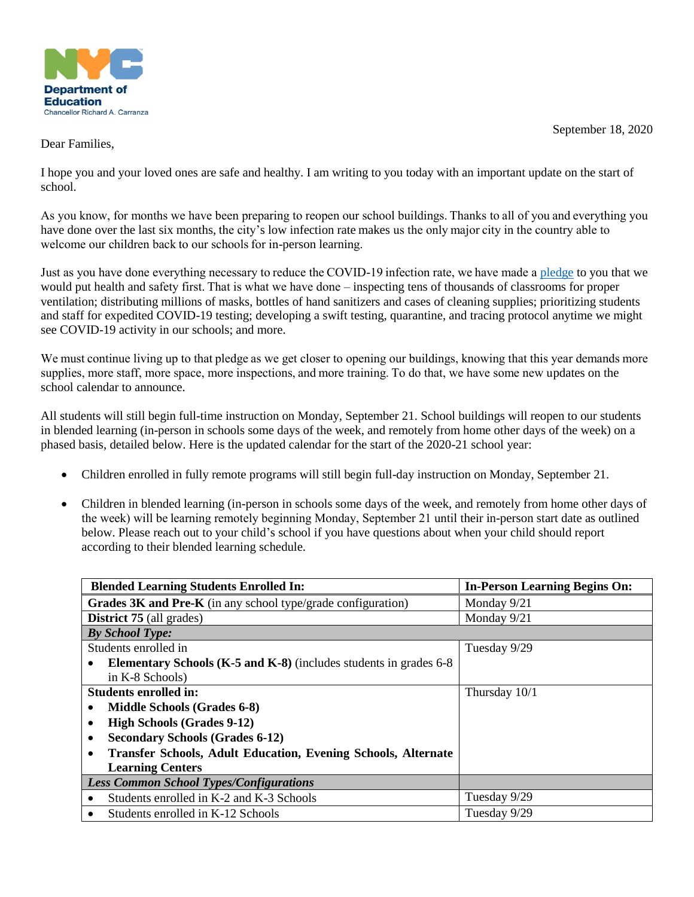**NYC Department of Education**
Chancellor Richard A. Carranza

September 18, 2020

Dear Families,

I hope you and your loved ones are safe and healthy. I am writing to you today with an important update on the start of school.

As you know, for months we have been preparing to reopen our school buildings. Thanks to all of you and everything you have done over the last six months, the city's low infection rate makes us the only major city in the country able to welcome our children back to our schools for in-person learning.

Just as you have done everything necessary to reduce the COVID-19 infection rate, we have made a pledge to you that we would put health and safety first. That is what we have done – inspecting tens of thousands of classrooms for proper ventilation; distributing millions of masks, bottles of hand sanitizers and cases of cleaning supplies; prioritizing students and staff for expedited COVID-19 testing; developing a swift testing, quarantine, and tracing protocol anytime we might see COVID-19 activity in our schools; and more.

We must continue living up to that pledge as we get closer to opening our buildings, knowing that this year demands more supplies, more staff, more space, more inspections, and more training. To do that, we have some new updates on the school calendar to announce.

All students will still begin full-time instruction on Monday, September 21. School buildings will reopen to our students in blended learning (in-person in schools some days of the week, and remotely from home other days of the week) on a phased basis, detailed below. Here is the updated calendar for the start of the 2020-21 school year:

- Children enrolled in fully remote programs will still begin full-day instruction on Monday, September 21.

- Children in blended learning (in-person in schools some days of the week, and remotely from home other days of the week) will be learning remotely beginning Monday, September 21 until their in-person start date as outlined below. Please reach out to your child's school if you have questions about when your child should report according to their blended learning schedule.

| Blended Learning Students Enrolled In: | In-Person Learning Begins On: |
|---|---|
| **Grades 3K and Pre-K** (in any school type/grade configuration) | Monday 9/21 |
| **District 75** (all grades) | Monday 9/21 |
| ***By School Type:*** | |
| Students enrolled in<br>• **Elementary Schools (K-5 and K-8)** (includes students in grades 6-8 in K-8 Schools) | Tuesday 9/29 |
| **Students enrolled in:**<br>• **Middle Schools (Grades 6-8)**<br>• **High Schools (Grades 9-12)**<br>• **Secondary Schools (Grades 6-12)**<br>• **Transfer Schools, Adult Education, Evening Schools, Alternate Learning Centers** | Thursday 10/1 |
| ***Less Common School Types/Configurations*** | |
| • Students enrolled in K-2 and K-3 Schools | Tuesday 9/29 |
| • Students enrolled in K-12 Schools | Tuesday 9/29 |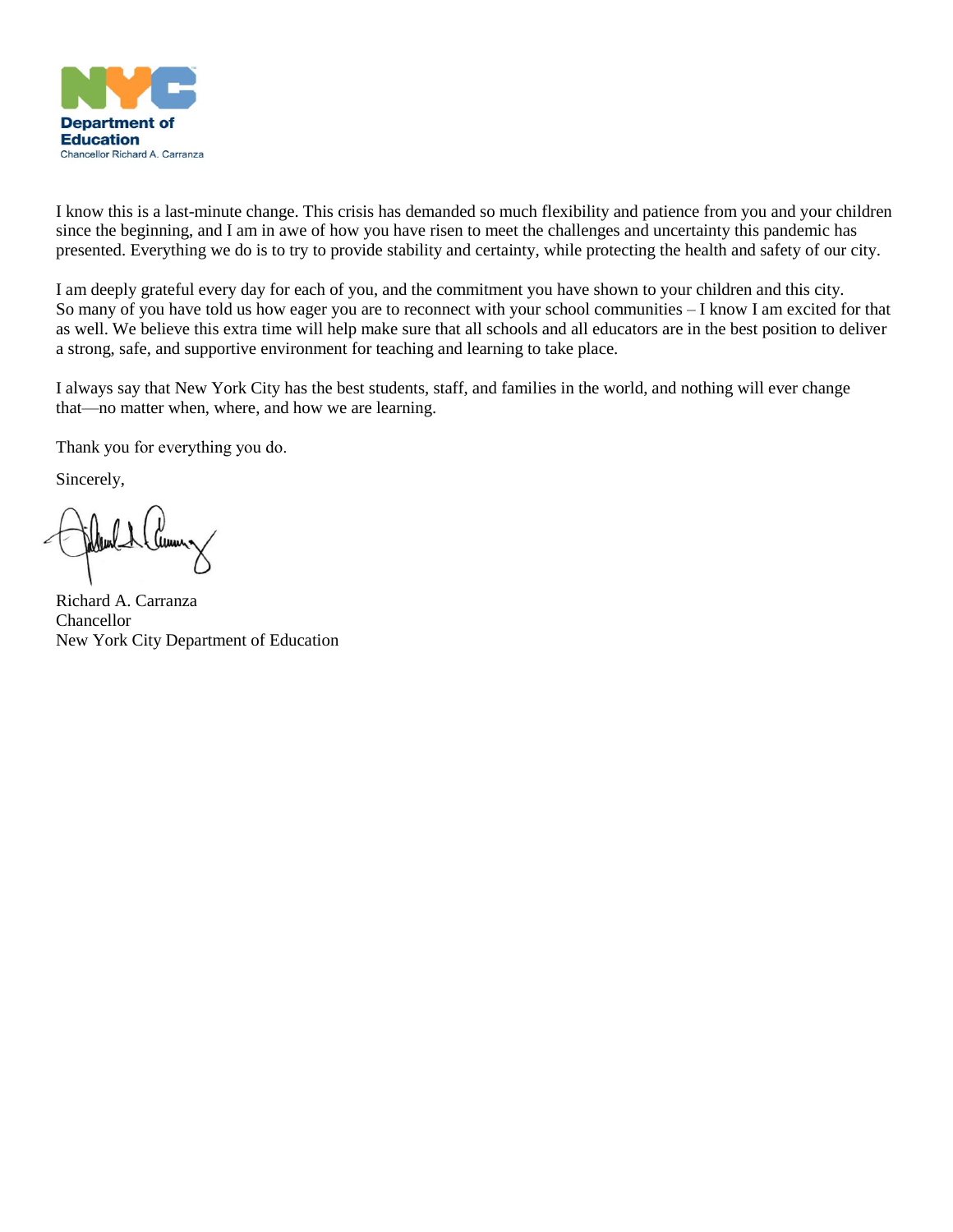**Department of Education**
Chancellor Richard A. Carranza

I know this is a last-minute change. This crisis has demanded so much flexibility and patience from you and your children since the beginning, and I am in awe of how you have risen to meet the challenges and uncertainty this pandemic has presented. Everything we do is to try to provide stability and certainty, while protecting the health and safety of our city.

I am deeply grateful every day for each of you, and the commitment you have shown to your children and this city. So many of you have told us how eager you are to reconnect with your school communities – I know I am excited for that as well. We believe this extra time will help make sure that all schools and all educators are in the best position to deliver a strong, safe, and supportive environment for teaching and learning to take place.

I always say that New York City has the best students, staff, and families in the world, and nothing will ever change that—no matter when, where, and how we are learning.

Thank you for everything you do.

Sincerely,

Richard A. Carranza
Chancellor
New York City Department of Education